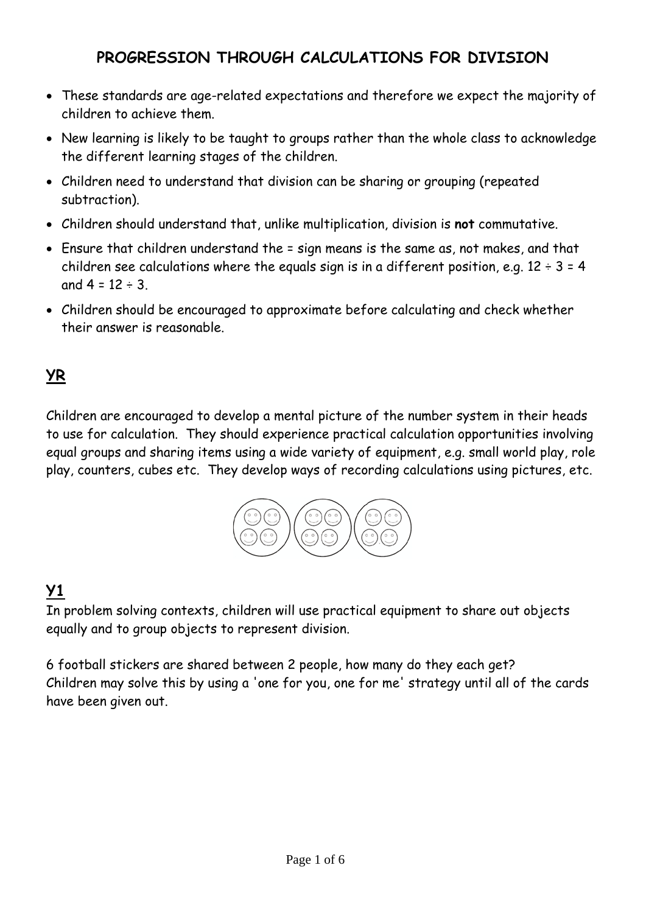# PROGRESSION THROUGH CALCULATIONS FOR DIVISION

- These standards are age-related expectations and therefore we expect the majority of children to achieve them.
- New learning is likely to be taught to groups rather than the whole class to acknowledge the different learning stages of the children.
- Children need to understand that division can be sharing or grouping (repeated subtraction).
- Children should understand that, unlike multiplication, division is **not** commutative.
- Ensure that children understand the = sign means is the same as, not makes, and that children see calculations where the equals sign is in a different position, e.g. $12 \div 3 = 4$ and $4 = 12 \div 3$.
- Children should be encouraged to approximate before calculating and check whether their answer is reasonable.

## YR

Children are encouraged to develop a mental picture of the number system in their heads to use for calculation. They should experience practical calculation opportunities involving equal groups and sharing items using a wide variety of equipment, e.g. small world play, role play, counters, cubes etc. They develop ways of recording calculations using pictures, etc.

## Y1

In problem solving contexts, children will use practical equipment to share out objects equally and to group objects to represent division.

6 football stickers are shared between 2 people, how many do they each get?
Children may solve this by using a 'one for you, one for me' strategy until all of the cards have been given out.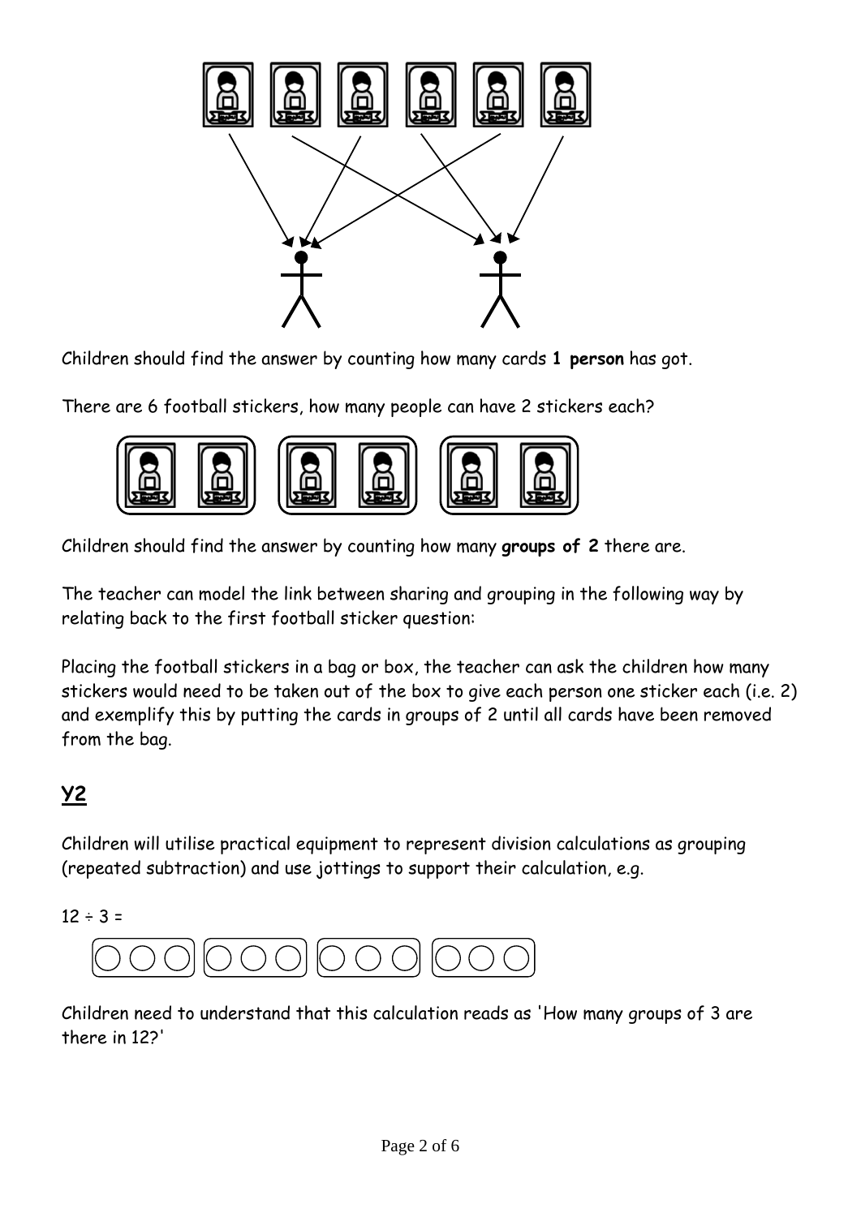Children should find the answer by counting how many cards **1 person** has got.

There are 6 football stickers, how many people can have 2 stickers each?

Children should find the answer by counting how many **groups of 2** there are.

The teacher can model the link between sharing and grouping in the following way by relating back to the first football sticker question:

Placing the football stickers in a bag or box, the teacher can ask the children how many stickers would need to be taken out of the box to give each person one sticker each (i.e. 2) and exemplify this by putting the cards in groups of 2 until all cards have been removed from the bag.

## Y2

Children will utilise practical equipment to represent division calculations as grouping (repeated subtraction) and use jottings to support their calculation, e.g.

$12 \div 3 =$

Children need to understand that this calculation reads as 'How many groups of 3 are there in 12?'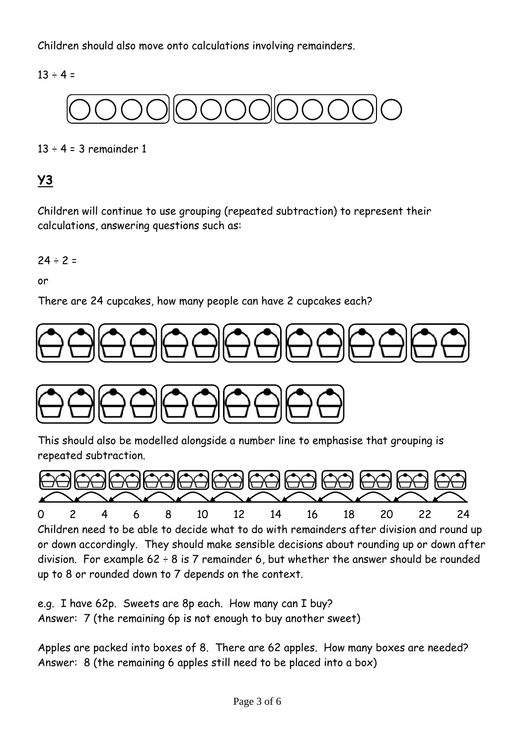Children should also move onto calculations involving remainders.

13 ÷ 4 =

13 ÷ 4 = 3 remainder 1

## **Y3**

Children will continue to use grouping (repeated subtraction) to represent their calculations, answering questions such as:

24 ÷ 2 =

or

There are 24 cupcakes, how many people can have 2 cupcakes each?

This should also be modelled alongside a number line to emphasise that grouping is repeated subtraction.

0 2 4 6 8 10 12 14 16 18 20 22 24

Children need to be able to decide what to do with remainders after division and round up or down accordingly. They should make sensible decisions about rounding up or down after division. For example 62 ÷ 8 is 7 remainder 6, but whether the answer should be rounded up to 8 or rounded down to 7 depends on the context.

e.g. I have 62p. Sweets are 8p each. How many can I buy?
Answer: 7 (the remaining 6p is not enough to buy another sweet)

Apples are packed into boxes of 8. There are 62 apples. How many boxes are needed?
Answer: 8 (the remaining 6 apples still need to be placed into a box)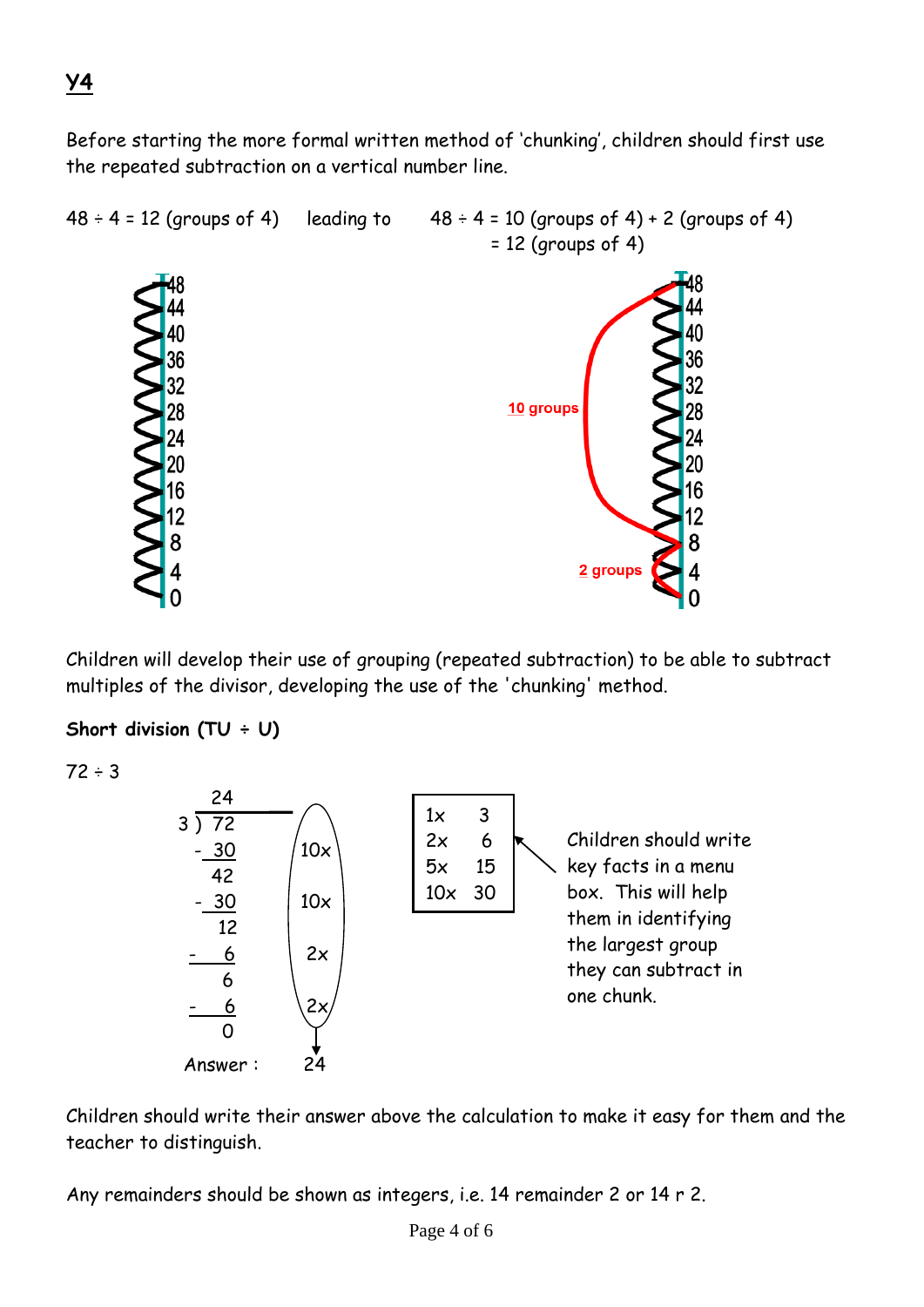## Y4

Before starting the more formal written method of 'chunking', children should first use the repeated subtraction on a vertical number line.

48 ÷ 4 = 12 (groups of 4)   leading to   48 ÷ 4 = 10 (groups of 4) + 2 (groups of 4)
= 12 (groups of 4)

48
44
40
36
32
28
24
20
16
12
8
4
0

10 groups

2 groups

Children will develop their use of grouping (repeated subtraction) to be able to subtract multiples of the divisor, developing the use of the 'chunking' method.

**Short division (TU ÷ U)**

72 ÷ 3

```
      24
 3 )  72
    - 30     10x
      42
    - 30     10x
      12
    -  6      2x
       6
    -  6      2x
       0
Answer :      24
```

| 1x | 3 |
|---|---|
| 2x | 6 |
| 5x | 15 |
| 10x | 30 |

Children should write key facts in a menu box. This will help them in identifying the largest group they can subtract in one chunk.

Children should write their answer above the calculation to make it easy for them and the teacher to distinguish.

Any remainders should be shown as integers, i.e. 14 remainder 2 or 14 r 2.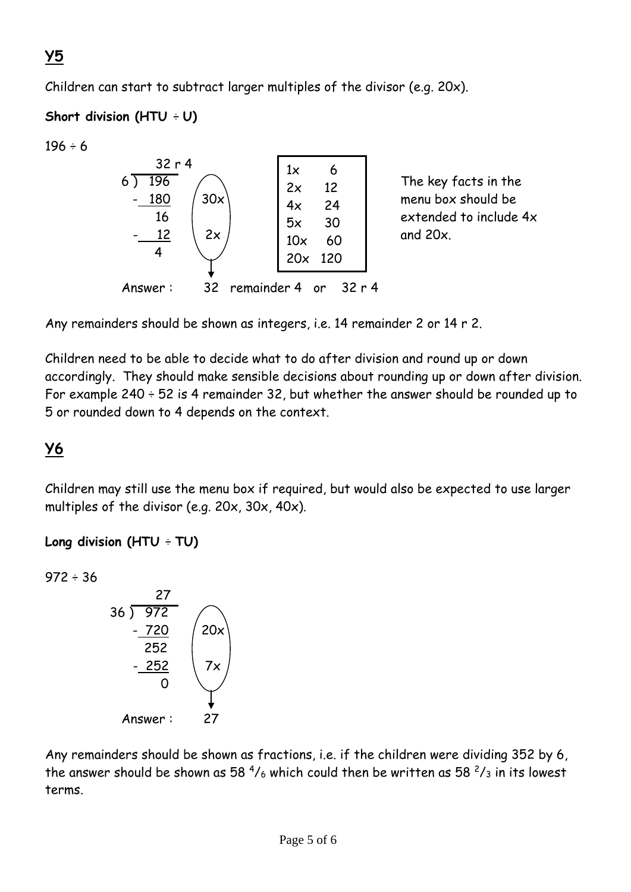## Y5

Children can start to subtract larger multiples of the divisor (e.g. 20x).

**Short division (HTU ÷ U)**

196 ÷ 6

```
       32 r 4
   6 ) 196
     - 180      30x
        16
     -  12       2x
         4

   Answer :   32  remainder 4  or  32 r 4
```

| | |
|---|---|
| 1x | 6 |
| 2x | 12 |
| 4x | 24 |
| 5x | 30 |
| 10x | 60 |
| 20x | 120 |

The key facts in the menu box should be extended to include 4x and 20x.

Any remainders should be shown as integers, i.e. 14 remainder 2 or 14 r 2.

Children need to be able to decide what to do after division and round up or down accordingly. They should make sensible decisions about rounding up or down after division. For example 240 ÷ 52 is 4 remainder 32, but whether the answer should be rounded up to 5 or rounded down to 4 depends on the context.

## Y6

Children may still use the menu box if required, but would also be expected to use larger multiples of the divisor (e.g. 20x, 30x, 40x).

**Long division (HTU ÷ TU)**

972 ÷ 36

```
         27
   36 ) 972
      - 720     20x
        252
      - 252      7x
          0

   Answer :   27
```

Any remainders should be shown as fractions, i.e. if the children were dividing 352 by 6, the answer should be shown as 58 $^{4}/_{6}$ which could then be written as 58 $^{2}/_{3}$ in its lowest terms.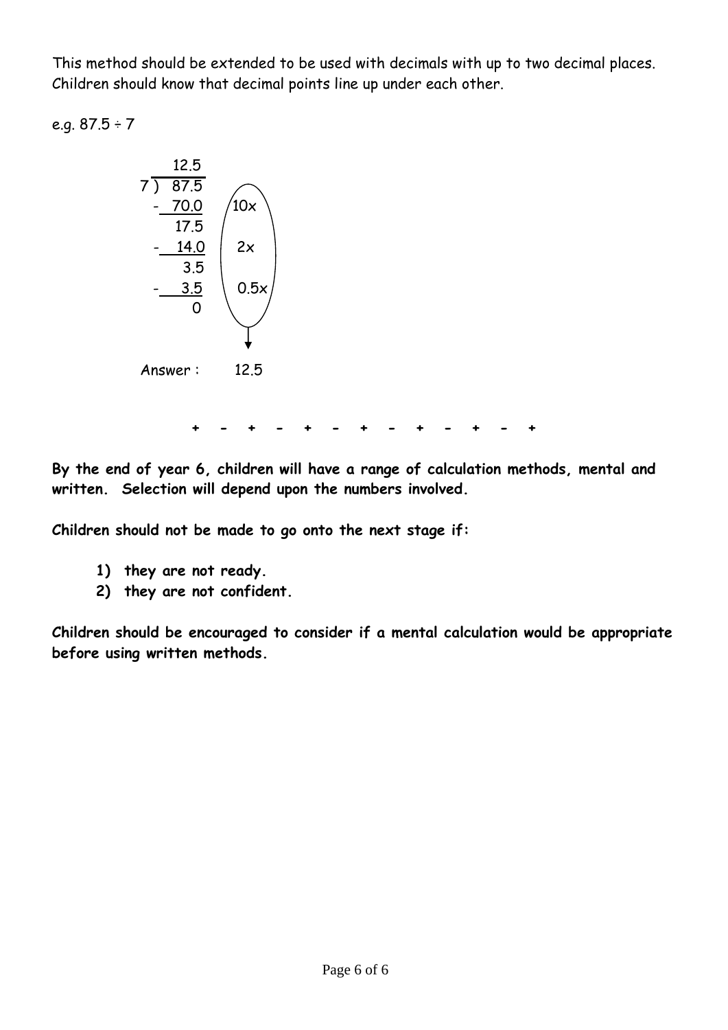This method should be extended to be used with decimals with up to two decimal places. Children should know that decimal points line up under each other.

e.g. 87.5 ÷ 7

```
      12.5
  7 ) 87.5
    - 70.0     10x
      17.5
    - 14.0      2x
       3.5
    -  3.5     0.5x
         0

Answer :     12.5
```

\+ - + - + - + - + - + - +

**By the end of year 6, children will have a range of calculation methods, mental and written. Selection will depend upon the numbers involved.**

**Children should not be made to go onto the next stage if:**

1) **they are not ready.**
2) **they are not confident.**

**Children should be encouraged to consider if a mental calculation would be appropriate before using written methods.**